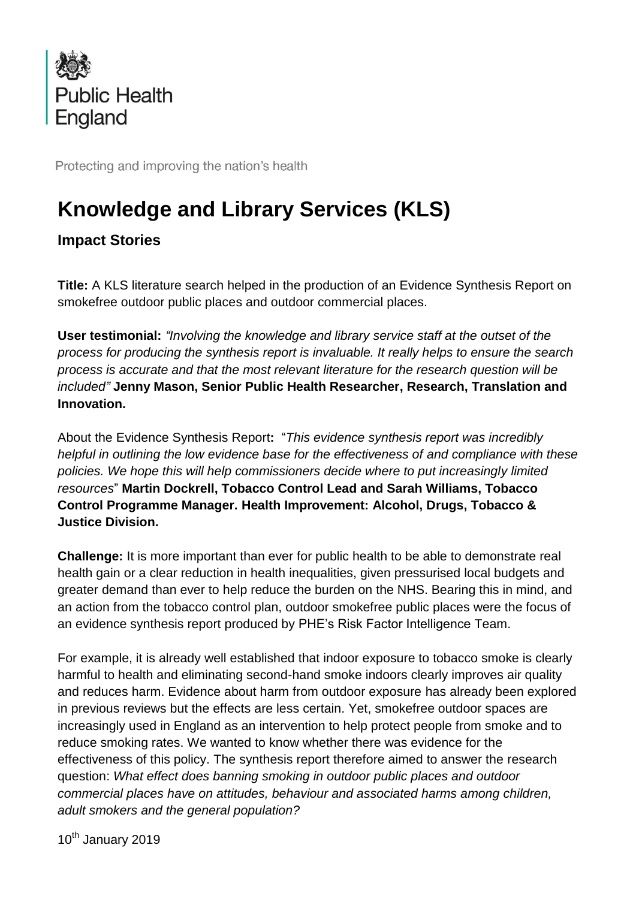Public Health England

Protecting and improving the nation's health

# Knowledge and Library Services (KLS)

## Impact Stories

**Title:** A KLS literature search helped in the production of an Evidence Synthesis Report on smokefree outdoor public places and outdoor commercial places.

**User testimonial:** *"Involving the knowledge and library service staff at the outset of the process for producing the synthesis report is invaluable. It really helps to ensure the search process is accurate and that the most relevant literature for the research question will be included"* **Jenny Mason, Senior Public Health Researcher, Research, Translation and Innovation.**

About the Evidence Synthesis Report**:** "*This evidence synthesis report was incredibly helpful in outlining the low evidence base for the effectiveness of and compliance with these policies. We hope this will help commissioners decide where to put increasingly limited resources*" **Martin Dockrell, Tobacco Control Lead and Sarah Williams, Tobacco Control Programme Manager. Health Improvement: Alcohol, Drugs, Tobacco & Justice Division.**

**Challenge:** It is more important than ever for public health to be able to demonstrate real health gain or a clear reduction in health inequalities, given pressurised local budgets and greater demand than ever to help reduce the burden on the NHS. Bearing this in mind, and an action from the tobacco control plan, outdoor smokefree public places were the focus of an evidence synthesis report produced by PHE's Risk Factor Intelligence Team.

For example, it is already well established that indoor exposure to tobacco smoke is clearly harmful to health and eliminating second-hand smoke indoors clearly improves air quality and reduces harm. Evidence about harm from outdoor exposure has already been explored in previous reviews but the effects are less certain. Yet, smokefree outdoor spaces are increasingly used in England as an intervention to help protect people from smoke and to reduce smoking rates. We wanted to know whether there was evidence for the effectiveness of this policy. The synthesis report therefore aimed to answer the research question: *What effect does banning smoking in outdoor public places and outdoor commercial places have on attitudes, behaviour and associated harms among children, adult smokers and the general population?*

10th January 2019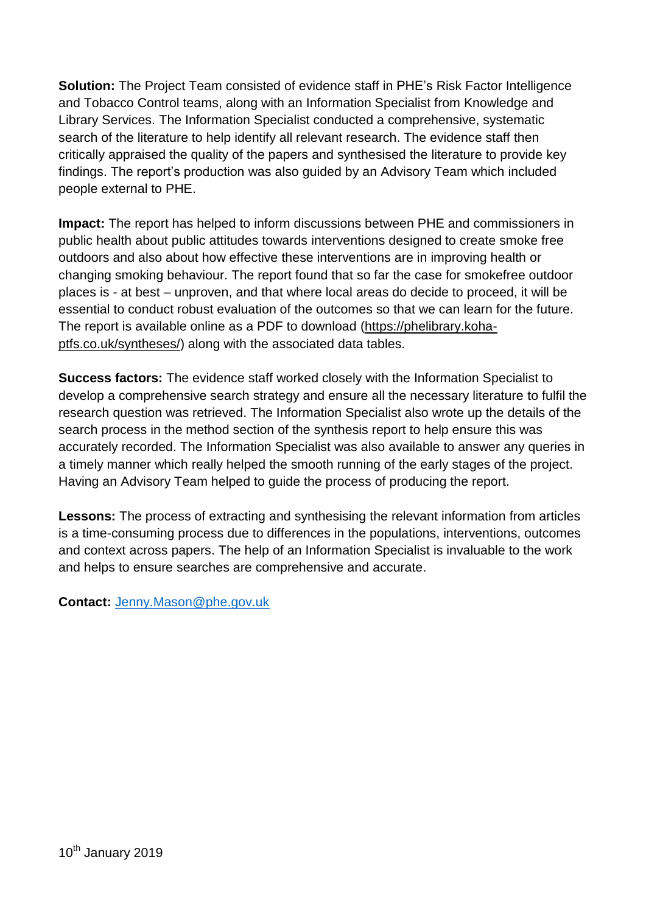**Solution:** The Project Team consisted of evidence staff in PHE's Risk Factor Intelligence and Tobacco Control teams, along with an Information Specialist from Knowledge and Library Services. The Information Specialist conducted a comprehensive, systematic search of the literature to help identify all relevant research. The evidence staff then critically appraised the quality of the papers and synthesised the literature to provide key findings. The report's production was also guided by an Advisory Team which included people external to PHE.

**Impact:** The report has helped to inform discussions between PHE and commissioners in public health about public attitudes towards interventions designed to create smoke free outdoors and also about how effective these interventions are in improving health or changing smoking behaviour. The report found that so far the case for smokefree outdoor places is - at best – unproven, and that where local areas do decide to proceed, it will be essential to conduct robust evaluation of the outcomes so that we can learn for the future. The report is available online as a PDF to download (https://phelibrary.koha-ptfs.co.uk/syntheses/) along with the associated data tables.

**Success factors:** The evidence staff worked closely with the Information Specialist to develop a comprehensive search strategy and ensure all the necessary literature to fulfil the research question was retrieved. The Information Specialist also wrote up the details of the search process in the method section of the synthesis report to help ensure this was accurately recorded. The Information Specialist was also available to answer any queries in a timely manner which really helped the smooth running of the early stages of the project. Having an Advisory Team helped to guide the process of producing the report.

**Lessons:** The process of extracting and synthesising the relevant information from articles is a time-consuming process due to differences in the populations, interventions, outcomes and context across papers. The help of an Information Specialist is invaluable to the work and helps to ensure searches are comprehensive and accurate.

**Contact:** Jenny.Mason@phe.gov.uk

10th January 2019